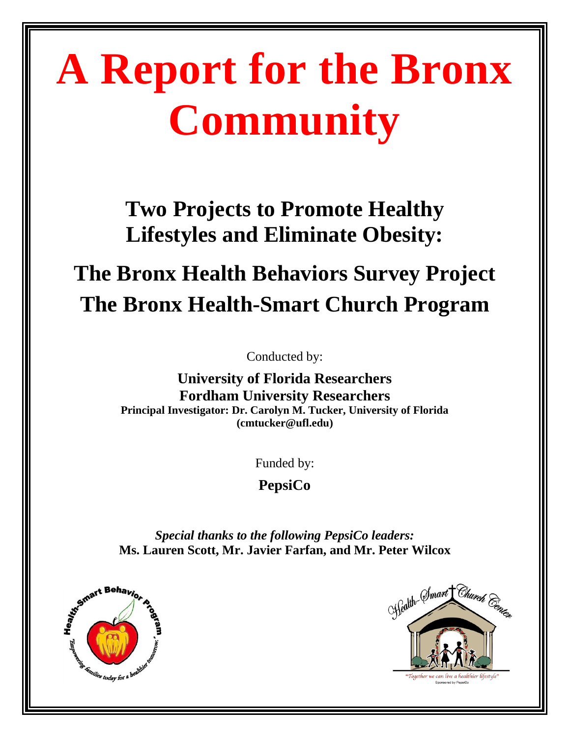# A Report for the Bronx Community

## Two Projects to Promote Healthy Lifestyles and Eliminate Obesity:

## The Bronx Health Behaviors Survey Project
## The Bronx Health-Smart Church Program

Conducted by:

**University of Florida Researchers**
**Fordham University Researchers**
**Principal Investigator: Dr. Carolyn M. Tucker, University of Florida (cmtucker@ufl.edu)**

Funded by:

**PepsiCo**

***Special thanks to the following PepsiCo leaders:***
**Ms. Lauren Scott, Mr. Javier Farfan, and Mr. Peter Wilcox**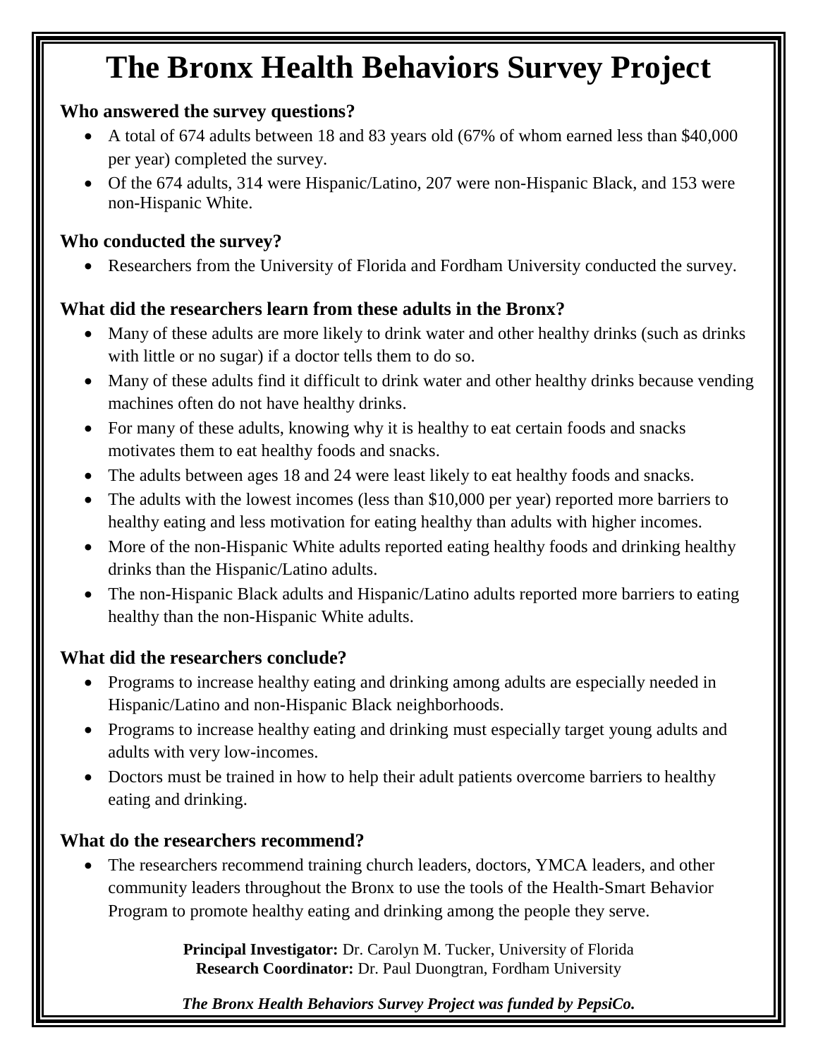# The Bronx Health Behaviors Survey Project

### Who answered the survey questions?

- A total of 674 adults between 18 and 83 years old (67% of whom earned less than $40,000 per year) completed the survey.
- Of the 674 adults, 314 were Hispanic/Latino, 207 were non-Hispanic Black, and 153 were non-Hispanic White.

### Who conducted the survey?

- Researchers from the University of Florida and Fordham University conducted the survey.

### What did the researchers learn from these adults in the Bronx?

- Many of these adults are more likely to drink water and other healthy drinks (such as drinks with little or no sugar) if a doctor tells them to do so.
- Many of these adults find it difficult to drink water and other healthy drinks because vending machines often do not have healthy drinks.
- For many of these adults, knowing why it is healthy to eat certain foods and snacks motivates them to eat healthy foods and snacks.
- The adults between ages 18 and 24 were least likely to eat healthy foods and snacks.
- The adults with the lowest incomes (less than $10,000 per year) reported more barriers to healthy eating and less motivation for eating healthy than adults with higher incomes.
- More of the non-Hispanic White adults reported eating healthy foods and drinking healthy drinks than the Hispanic/Latino adults.
- The non-Hispanic Black adults and Hispanic/Latino adults reported more barriers to eating healthy than the non-Hispanic White adults.

### What did the researchers conclude?

- Programs to increase healthy eating and drinking among adults are especially needed in Hispanic/Latino and non-Hispanic Black neighborhoods.
- Programs to increase healthy eating and drinking must especially target young adults and adults with very low-incomes.
- Doctors must be trained in how to help their adult patients overcome barriers to healthy eating and drinking.

### What do the researchers recommend?

- The researchers recommend training church leaders, doctors, YMCA leaders, and other community leaders throughout the Bronx to use the tools of the Health-Smart Behavior Program to promote healthy eating and drinking among the people they serve.

**Principal Investigator:** Dr. Carolyn M. Tucker, University of Florida
**Research Coordinator:** Dr. Paul Duongtran, Fordham University

***The Bronx Health Behaviors Survey Project was funded by PepsiCo.***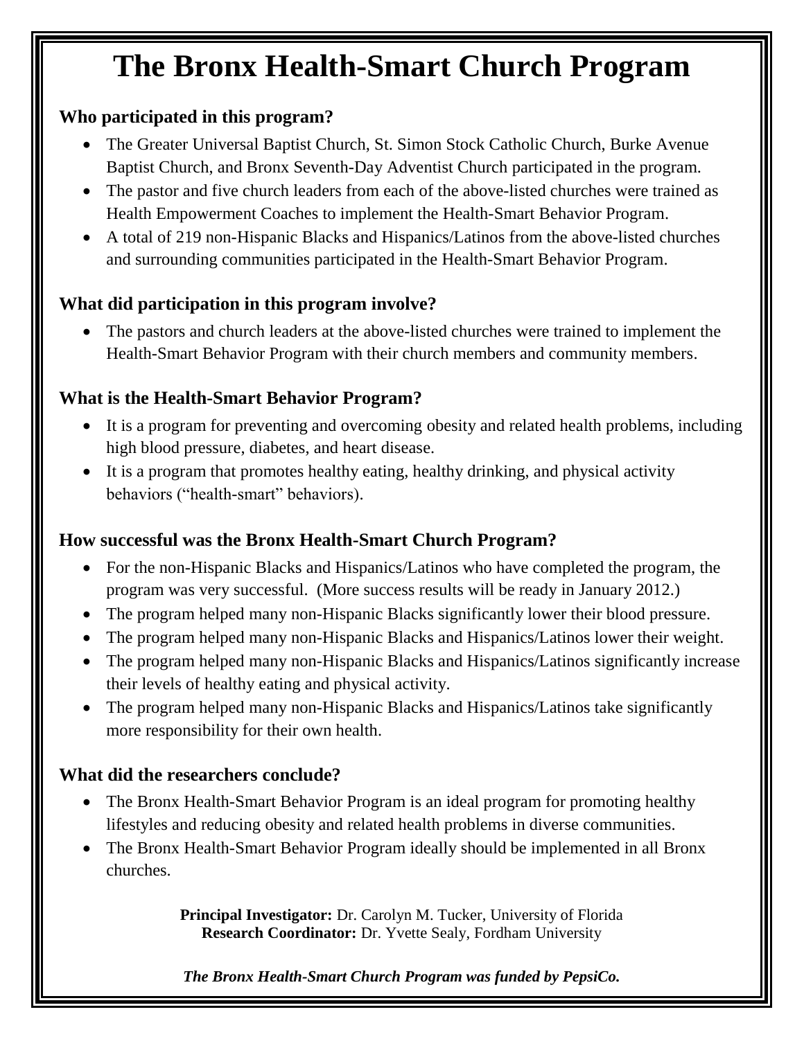# The Bronx Health-Smart Church Program

### Who participated in this program?

- The Greater Universal Baptist Church, St. Simon Stock Catholic Church, Burke Avenue Baptist Church, and Bronx Seventh-Day Adventist Church participated in the program.
- The pastor and five church leaders from each of the above-listed churches were trained as Health Empowerment Coaches to implement the Health-Smart Behavior Program.
- A total of 219 non-Hispanic Blacks and Hispanics/Latinos from the above-listed churches and surrounding communities participated in the Health-Smart Behavior Program.

### What did participation in this program involve?

- The pastors and church leaders at the above-listed churches were trained to implement the Health-Smart Behavior Program with their church members and community members.

### What is the Health-Smart Behavior Program?

- It is a program for preventing and overcoming obesity and related health problems, including high blood pressure, diabetes, and heart disease.
- It is a program that promotes healthy eating, healthy drinking, and physical activity behaviors ("health-smart" behaviors).

### How successful was the Bronx Health-Smart Church Program?

- For the non-Hispanic Blacks and Hispanics/Latinos who have completed the program, the program was very successful. (More success results will be ready in January 2012.)
- The program helped many non-Hispanic Blacks significantly lower their blood pressure.
- The program helped many non-Hispanic Blacks and Hispanics/Latinos lower their weight.
- The program helped many non-Hispanic Blacks and Hispanics/Latinos significantly increase their levels of healthy eating and physical activity.
- The program helped many non-Hispanic Blacks and Hispanics/Latinos take significantly more responsibility for their own health.

### What did the researchers conclude?

- The Bronx Health-Smart Behavior Program is an ideal program for promoting healthy lifestyles and reducing obesity and related health problems in diverse communities.
- The Bronx Health-Smart Behavior Program ideally should be implemented in all Bronx churches.

**Principal Investigator:** Dr. Carolyn M. Tucker, University of Florida
**Research Coordinator:** Dr. Yvette Sealy, Fordham University

***The Bronx Health-Smart Church Program was funded by PepsiCo.***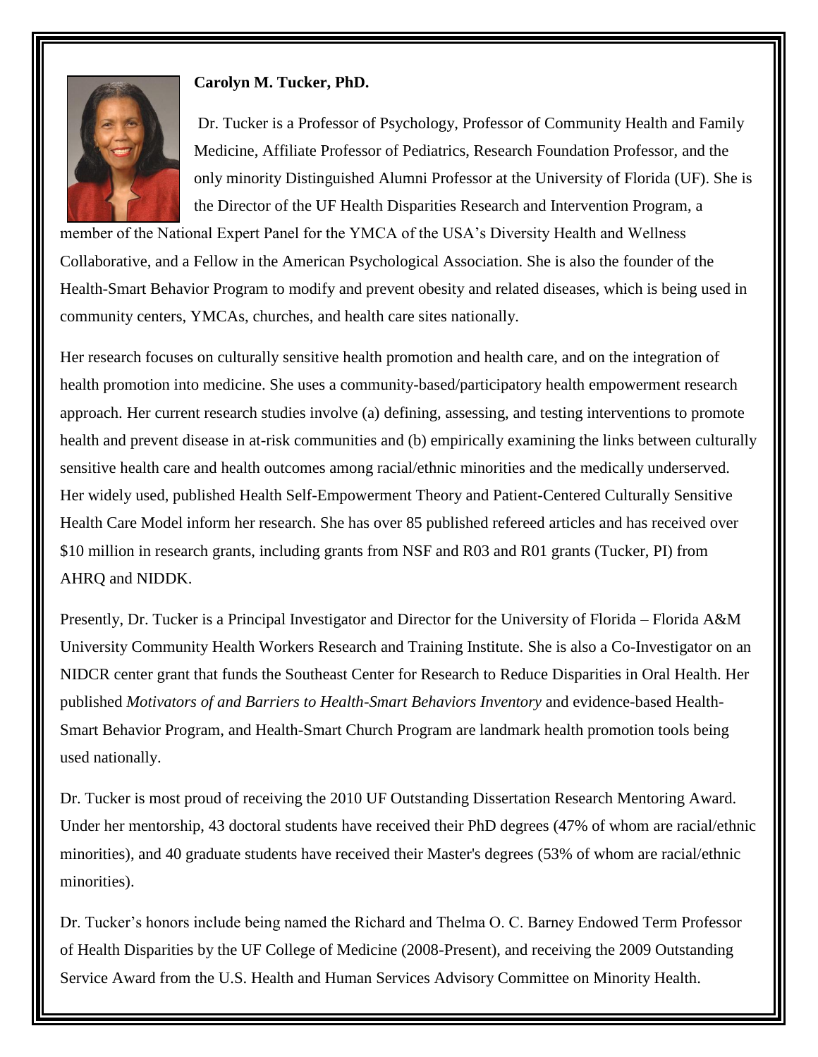**Carolyn M. Tucker, PhD.**

Dr. Tucker is a Professor of Psychology, Professor of Community Health and Family Medicine, Affiliate Professor of Pediatrics, Research Foundation Professor, and the only minority Distinguished Alumni Professor at the University of Florida (UF). She is the Director of the UF Health Disparities Research and Intervention Program, a member of the National Expert Panel for the YMCA of the USA's Diversity Health and Wellness Collaborative, and a Fellow in the American Psychological Association. She is also the founder of the Health-Smart Behavior Program to modify and prevent obesity and related diseases, which is being used in community centers, YMCAs, churches, and health care sites nationally.

Her research focuses on culturally sensitive health promotion and health care, and on the integration of health promotion into medicine. She uses a community-based/participatory health empowerment research approach. Her current research studies involve (a) defining, assessing, and testing interventions to promote health and prevent disease in at-risk communities and (b) empirically examining the links between culturally sensitive health care and health outcomes among racial/ethnic minorities and the medically underserved. Her widely used, published Health Self-Empowerment Theory and Patient-Centered Culturally Sensitive Health Care Model inform her research. She has over 85 published refereed articles and has received over $10 million in research grants, including grants from NSF and R03 and R01 grants (Tucker, PI) from AHRQ and NIDDK.

Presently, Dr. Tucker is a Principal Investigator and Director for the University of Florida – Florida A&M University Community Health Workers Research and Training Institute. She is also a Co-Investigator on an NIDCR center grant that funds the Southeast Center for Research to Reduce Disparities in Oral Health. Her published *Motivators of and Barriers to Health-Smart Behaviors Inventory* and evidence-based Health-Smart Behavior Program, and Health-Smart Church Program are landmark health promotion tools being used nationally.

Dr. Tucker is most proud of receiving the 2010 UF Outstanding Dissertation Research Mentoring Award. Under her mentorship, 43 doctoral students have received their PhD degrees (47% of whom are racial/ethnic minorities), and 40 graduate students have received their Master's degrees (53% of whom are racial/ethnic minorities).

Dr. Tucker's honors include being named the Richard and Thelma O. C. Barney Endowed Term Professor of Health Disparities by the UF College of Medicine (2008-Present), and receiving the 2009 Outstanding Service Award from the U.S. Health and Human Services Advisory Committee on Minority Health.